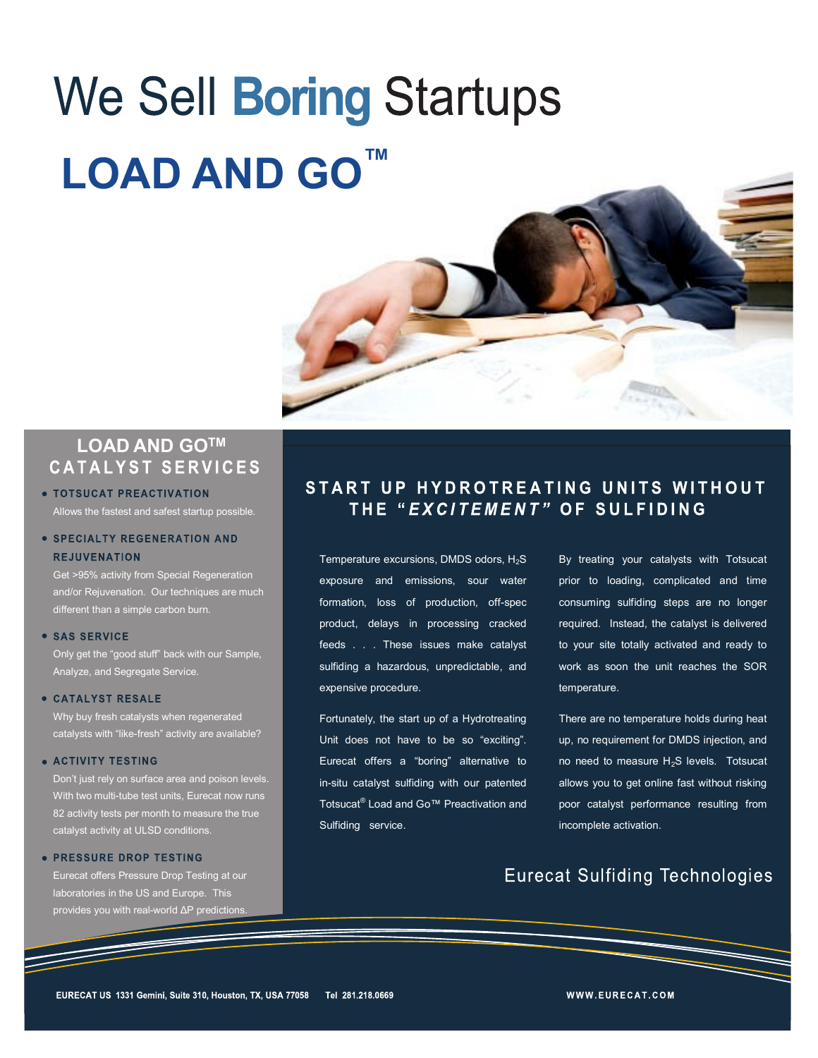# We Sell Boring Startups

## LOAD AND GO™

## LOAD AND GO™ CATALYST SERVICES

- **TOTSUCAT PREACTIVATION**
  Allows the fastest and safest startup possible.

- **SPECIALTY REGENERATION AND REJUVENATION**
  Get >95% activity from Special Regeneration and/or Rejuvenation. Our techniques are much different than a simple carbon burn.

- **SAS SERVICE**
  Only get the "good stuff" back with our Sample, Analyze, and Segregate Service.

- **CATALYST RESALE**
  Why buy fresh catalysts when regenerated catalysts with "like-fresh" activity are available?

- **ACTIVITY TESTING**
  Don't just rely on surface area and poison levels. With two multi-tube test units, Eurecat now runs 82 activity tests per month to measure the true catalyst activity at ULSD conditions.

- **PRESSURE DROP TESTING**
  Eurecat offers Pressure Drop Testing at our laboratories in the US and Europe. This provides you with real-world ΔP predictions.

## START UP HYDROTREATING UNITS WITHOUT THE "*EXCITEMENT*" OF SULFIDING

Temperature excursions, DMDS odors, $H_2S$ exposure and emissions, sour water formation, loss of production, off-spec product, delays in processing cracked feeds . . . These issues make catalyst sulfiding a hazardous, unpredictable, and expensive procedure.

Fortunately, the start up of a Hydrotreating Unit does not have to be so "exciting". Eurecat offers a "boring" alternative to in-situ catalyst sulfiding with our patented Totsucat® Load and Go™ Preactivation and Sulfiding service.

By treating your catalysts with Totsucat prior to loading, complicated and time consuming sulfiding steps are no longer required. Instead, the catalyst is delivered to your site totally activated and ready to work as soon the unit reaches the SOR temperature.

There are no temperature holds during heat up, no requirement for DMDS injection, and no need to measure $H_2S$ levels. Totsucat allows you to get online fast without risking poor catalyst performance resulting from incomplete activation.

Eurecat Sulfiding Technologies

EURECAT US 1331 Gemini, Suite 310, Houston, TX, USA 77058 Tel 281.218.0669

WWW.EURECAT.COM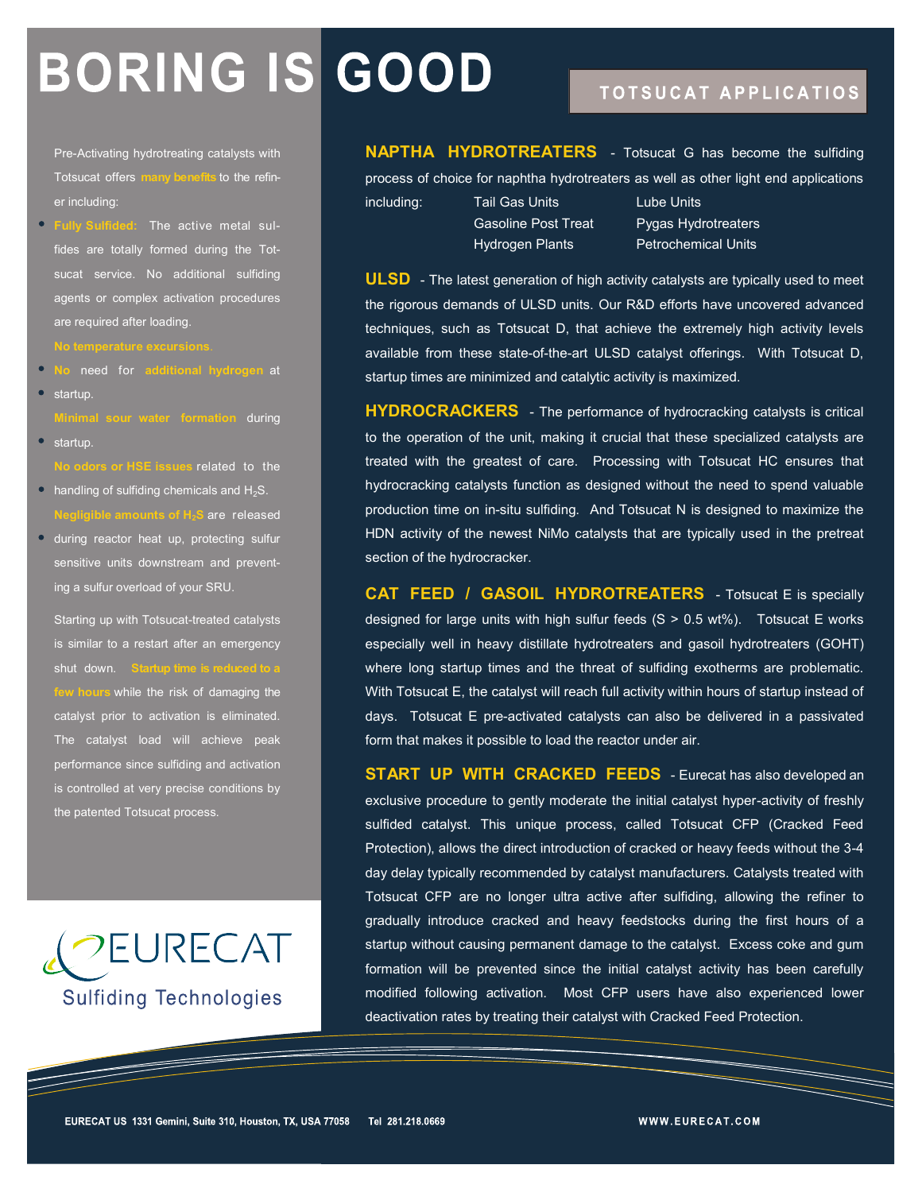# BORING IS GOOD

## TOTSUCAT APPLICATIOS

Pre-Activating hydrotreating catalysts with Totsucat offers **many benefits** to the refiner including:

- **Fully Sulfided:** The active metal sulfides are totally formed during the Totsucat service. No additional sulfiding agents or complex activation procedures are required after loading.
- **No temperature excursions.**
- **No** need for **additional hydrogen** at startup.
- **Minimal sour water formation** during startup.
- **No odors or HSE issues** related to the handling of sulfiding chemicals and $H_2S$.
- **Negligible amounts of $H_2S$** are released during reactor heat up, protecting sulfur sensitive units downstream and preventing a sulfur overload of your SRU.

Starting up with Totsucat-treated catalysts is similar to a restart after an emergency shut down. **Startup time is reduced to a few hours** while the risk of damaging the catalyst prior to activation is eliminated. The catalyst load will achieve peak performance since sulfiding and activation is controlled at very precise conditions by the patented Totsucat process.

EURECAT
Sulfiding Technologies

**NAPTHA HYDROTREATERS** - Totsucat G has become the sulfiding process of choice for naphtha hydrotreaters as well as other light end applications including:

| | |
|---|---|
| Tail Gas Units | Lube Units |
| Gasoline Post Treat | Pygas Hydrotreaters |
| Hydrogen Plants | Petrochemical Units |

**ULSD** - The latest generation of high activity catalysts are typically used to meet the rigorous demands of ULSD units. Our R&D efforts have uncovered advanced techniques, such as Totsucat D, that achieve the extremely high activity levels available from these state-of-the-art ULSD catalyst offerings. With Totsucat D, startup times are minimized and catalytic activity is maximized.

**HYDROCRACKERS** - The performance of hydrocracking catalysts is critical to the operation of the unit, making it crucial that these specialized catalysts are treated with the greatest of care. Processing with Totsucat HC ensures that hydrocracking catalysts function as designed without the need to spend valuable production time on in-situ sulfiding. And Totsucat N is designed to maximize the HDN activity of the newest NiMo catalysts that are typically used in the pretreat section of the hydrocracker.

**CAT FEED / GASOIL HYDROTREATERS** - Totsucat E is specially designed for large units with high sulfur feeds (S > 0.5 wt%). Totsucat E works especially well in heavy distillate hydrotreaters and gasoil hydrotreaters (GOHT) where long startup times and the threat of sulfiding exotherms are problematic. With Totsucat E, the catalyst will reach full activity within hours of startup instead of days. Totsucat E pre-activated catalysts can also be delivered in a passivated form that makes it possible to load the reactor under air.

**START UP WITH CRACKED FEEDS** - Eurecat has also developed an exclusive procedure to gently moderate the initial catalyst hyper-activity of freshly sulfided catalyst. This unique process, called Totsucat CFP (Cracked Feed Protection), allows the direct introduction of cracked or heavy feeds without the 3-4 day delay typically recommended by catalyst manufacturers. Catalysts treated with Totsucat CFP are no longer ultra active after sulfiding, allowing the refiner to gradually introduce cracked and heavy feedstocks during the first hours of a startup without causing permanent damage to the catalyst. Excess coke and gum formation will be prevented since the initial catalyst activity has been carefully modified following activation. Most CFP users have also experienced lower deactivation rates by treating their catalyst with Cracked Feed Protection.

EURECAT US 1331 Gemini, Suite 310, Houston, TX, USA 77058 Tel 281.218.0669 WWW.EURECAT.COM